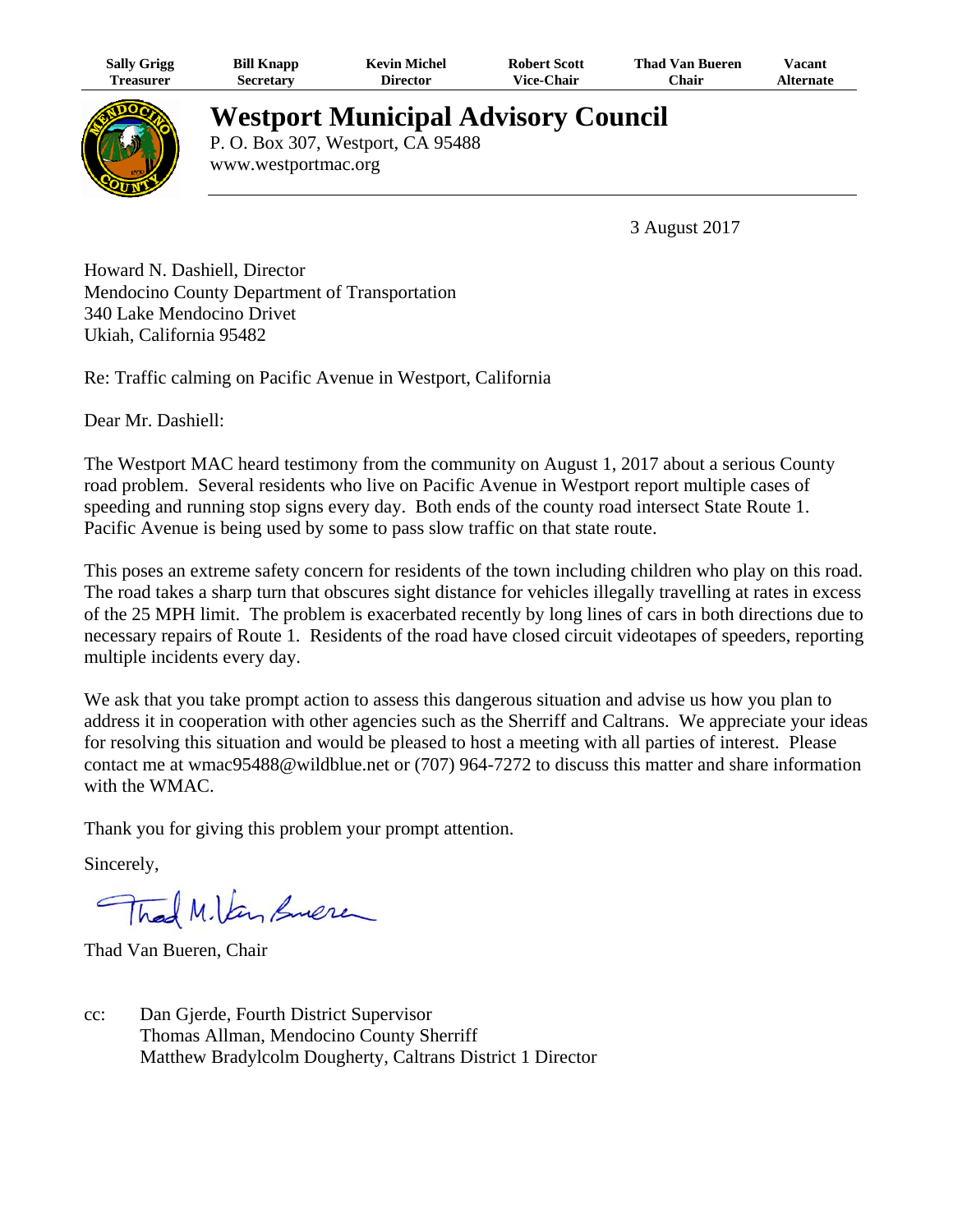| Sally Grigg | Bill Knapp | Kevin Michel | Robert Scott | Thad Van Bueren | Vacant |
|---|---|---|---|---|---|
| Treasurer | Secretary | Director | Vice-Chair | Chair | Alternate |

# Westport Municipal Advisory Council

P. O. Box 307, Westport, CA 95488
www.westportmac.org

3 August 2017

Howard N. Dashiell, Director
Mendocino County Department of Transportation
340 Lake Mendocino Drivet
Ukiah, California 95482

Re: Traffic calming on Pacific Avenue in Westport, California

Dear Mr. Dashiell:

The Westport MAC heard testimony from the community on August 1, 2017 about a serious County road problem. Several residents who live on Pacific Avenue in Westport report multiple cases of speeding and running stop signs every day. Both ends of the county road intersect State Route 1. Pacific Avenue is being used by some to pass slow traffic on that state route.

This poses an extreme safety concern for residents of the town including children who play on this road. The road takes a sharp turn that obscures sight distance for vehicles illegally travelling at rates in excess of the 25 MPH limit. The problem is exacerbated recently by long lines of cars in both directions due to necessary repairs of Route 1. Residents of the road have closed circuit videotapes of speeders, reporting multiple incidents every day.

We ask that you take prompt action to assess this dangerous situation and advise us how you plan to address it in cooperation with other agencies such as the Sherriff and Caltrans. We appreciate your ideas for resolving this situation and would be pleased to host a meeting with all parties of interest. Please contact me at wmac95488@wildblue.net or (707) 964-7272 to discuss this matter and share information with the WMAC.

Thank you for giving this problem your prompt attention.

Sincerely,

Thad M. Van Bueren

Thad Van Bueren, Chair

cc: Dan Gjerde, Fourth District Supervisor
Thomas Allman, Mendocino County Sherriff
Matthew Bradylcolm Dougherty, Caltrans District 1 Director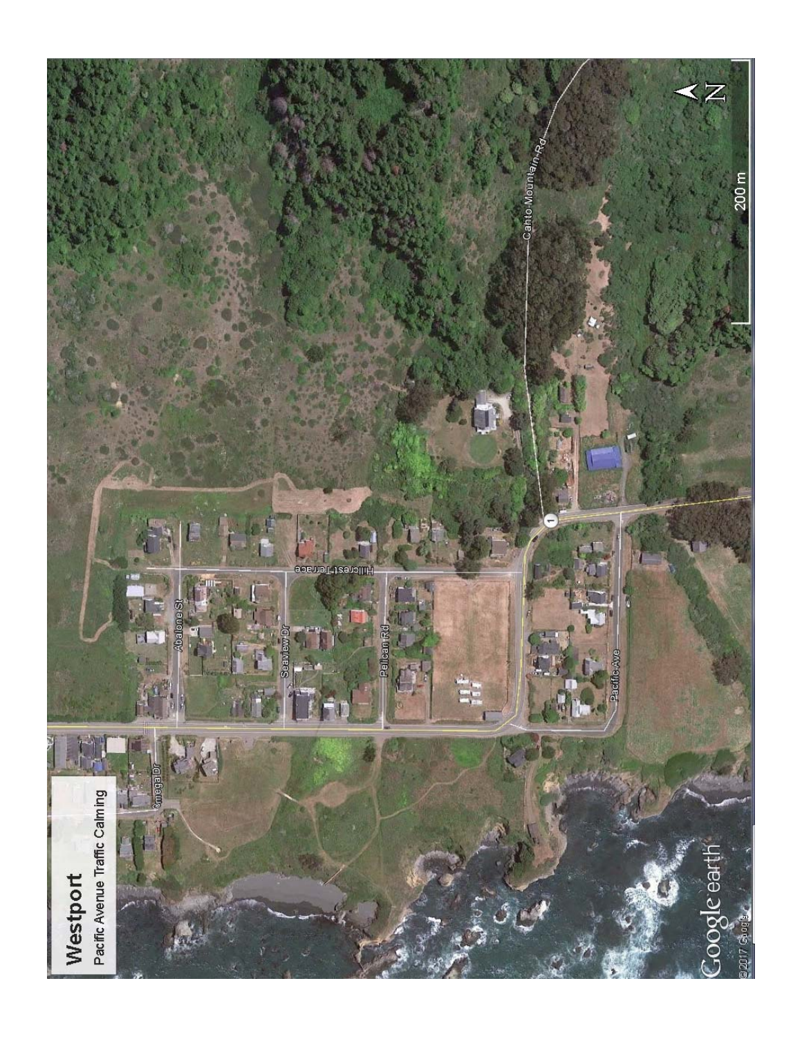**Westport**

Pacific Avenue Traffic Calming

Omega Dr

Abalone St

Seaview Dr

Pelican Rd

Hillcrest Terrace

Pacific Ave

Cahto-Mountain-Rd

1

200 m

N

Google earth

© 2017 Google